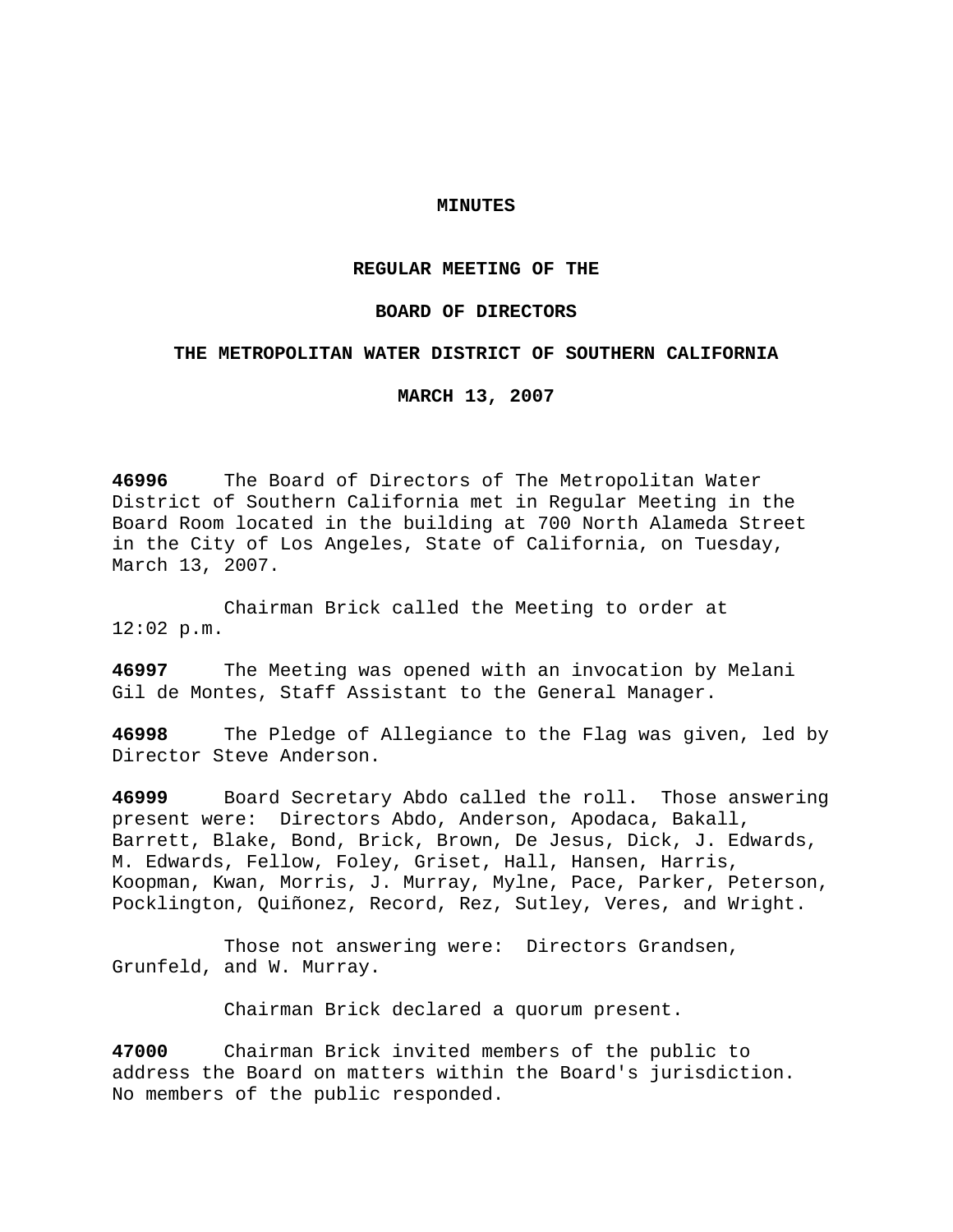**MINUTES**

**REGULAR MEETING OF THE**

**BOARD OF DIRECTORS**

**THE METROPOLITAN WATER DISTRICT OF SOUTHERN CALIFORNIA**

**MARCH 13, 2007**

**46996** The Board of Directors of The Metropolitan Water District of Southern California met in Regular Meeting in the Board Room located in the building at 700 North Alameda Street in the City of Los Angeles, State of California, on Tuesday, March 13, 2007.

Chairman Brick called the Meeting to order at 12:02 p.m.

**46997** The Meeting was opened with an invocation by Melani Gil de Montes, Staff Assistant to the General Manager.

**46998** The Pledge of Allegiance to the Flag was given, led by Director Steve Anderson.

**46999** Board Secretary Abdo called the roll. Those answering present were: Directors Abdo, Anderson, Apodaca, Bakall, Barrett, Blake, Bond, Brick, Brown, De Jesus, Dick, J. Edwards, M. Edwards, Fellow, Foley, Griset, Hall, Hansen, Harris, Koopman, Kwan, Morris, J. Murray, Mylne, Pace, Parker, Peterson, Pocklington, Quiñonez, Record, Rez, Sutley, Veres, and Wright.

Those not answering were: Directors Grandsen, Grunfeld, and W. Murray.

Chairman Brick declared a quorum present.

**47000** Chairman Brick invited members of the public to address the Board on matters within the Board's jurisdiction. No members of the public responded.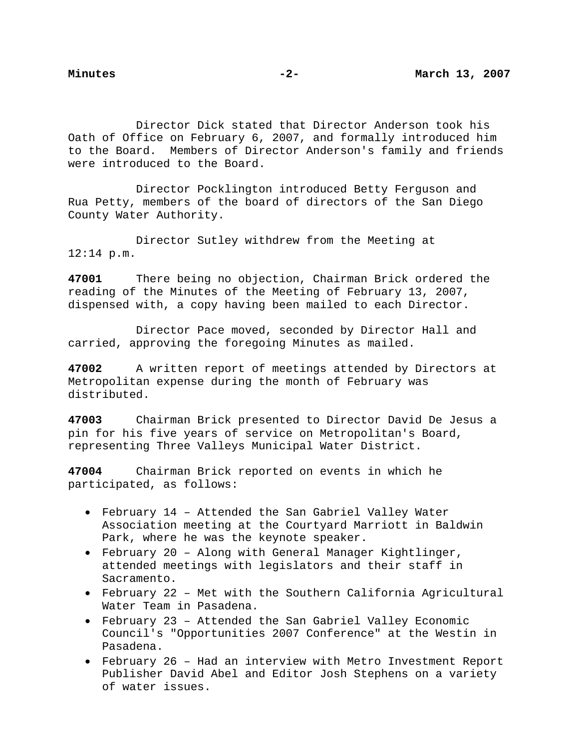Director Dick stated that Director Anderson took his Oath of Office on February 6, 2007, and formally introduced him to the Board. Members of Director Anderson's family and friends were introduced to the Board.

Director Pocklington introduced Betty Ferguson and Rua Petty, members of the board of directors of the San Diego County Water Authority.

Director Sutley withdrew from the Meeting at 12:14 p.m.

**47001** There being no objection, Chairman Brick ordered the reading of the Minutes of the Meeting of February 13, 2007, dispensed with, a copy having been mailed to each Director.

Director Pace moved, seconded by Director Hall and carried, approving the foregoing Minutes as mailed.

**47002** A written report of meetings attended by Directors at Metropolitan expense during the month of February was distributed.

**47003** Chairman Brick presented to Director David De Jesus a pin for his five years of service on Metropolitan's Board, representing Three Valleys Municipal Water District.

**47004** Chairman Brick reported on events in which he participated, as follows:

- February 14 – Attended the San Gabriel Valley Water Association meeting at the Courtyard Marriott in Baldwin Park, where he was the keynote speaker.
- February 20 – Along with General Manager Kightlinger, attended meetings with legislators and their staff in Sacramento.
- February 22 – Met with the Southern California Agricultural Water Team in Pasadena.
- February 23 – Attended the San Gabriel Valley Economic Council's "Opportunities 2007 Conference" at the Westin in Pasadena.
- February 26 – Had an interview with Metro Investment Report Publisher David Abel and Editor Josh Stephens on a variety of water issues.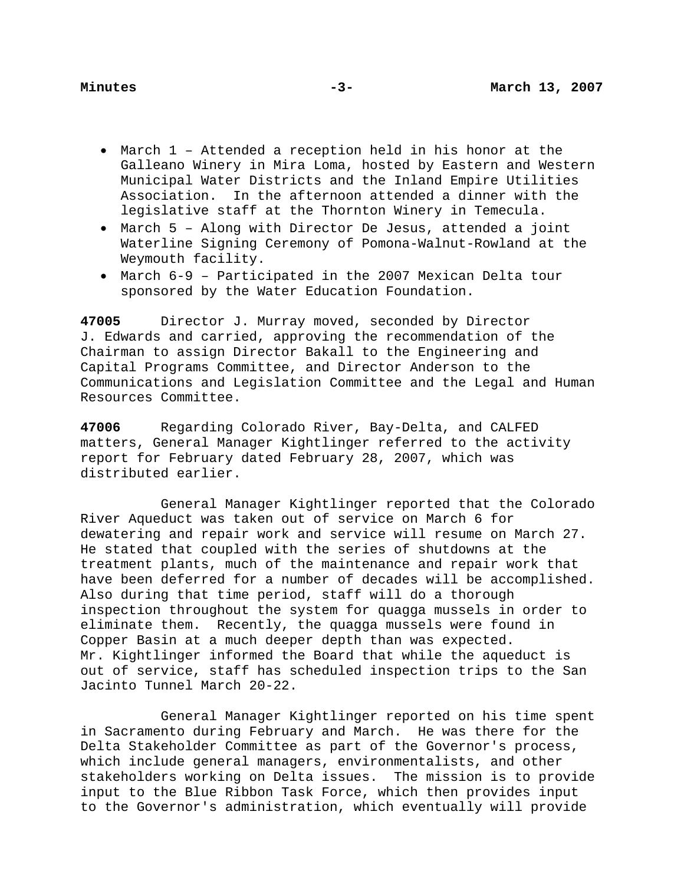- March 1 – Attended a reception held in his honor at the Galleano Winery in Mira Loma, hosted by Eastern and Western Municipal Water Districts and the Inland Empire Utilities Association. In the afternoon attended a dinner with the legislative staff at the Thornton Winery in Temecula.
- March 5 – Along with Director De Jesus, attended a joint Waterline Signing Ceremony of Pomona-Walnut-Rowland at the Weymouth facility.
- March 6-9 – Participated in the 2007 Mexican Delta tour sponsored by the Water Education Foundation.

**47005** Director J. Murray moved, seconded by Director J. Edwards and carried, approving the recommendation of the Chairman to assign Director Bakall to the Engineering and Capital Programs Committee, and Director Anderson to the Communications and Legislation Committee and the Legal and Human Resources Committee.

**47006** Regarding Colorado River, Bay-Delta, and CALFED matters, General Manager Kightlinger referred to the activity report for February dated February 28, 2007, which was distributed earlier.

General Manager Kightlinger reported that the Colorado River Aqueduct was taken out of service on March 6 for dewatering and repair work and service will resume on March 27. He stated that coupled with the series of shutdowns at the treatment plants, much of the maintenance and repair work that have been deferred for a number of decades will be accomplished. Also during that time period, staff will do a thorough inspection throughout the system for quagga mussels in order to eliminate them. Recently, the quagga mussels were found in Copper Basin at a much deeper depth than was expected. Mr. Kightlinger informed the Board that while the aqueduct is out of service, staff has scheduled inspection trips to the San Jacinto Tunnel March 20-22.

General Manager Kightlinger reported on his time spent in Sacramento during February and March. He was there for the Delta Stakeholder Committee as part of the Governor's process, which include general managers, environmentalists, and other stakeholders working on Delta issues. The mission is to provide input to the Blue Ribbon Task Force, which then provides input to the Governor's administration, which eventually will provide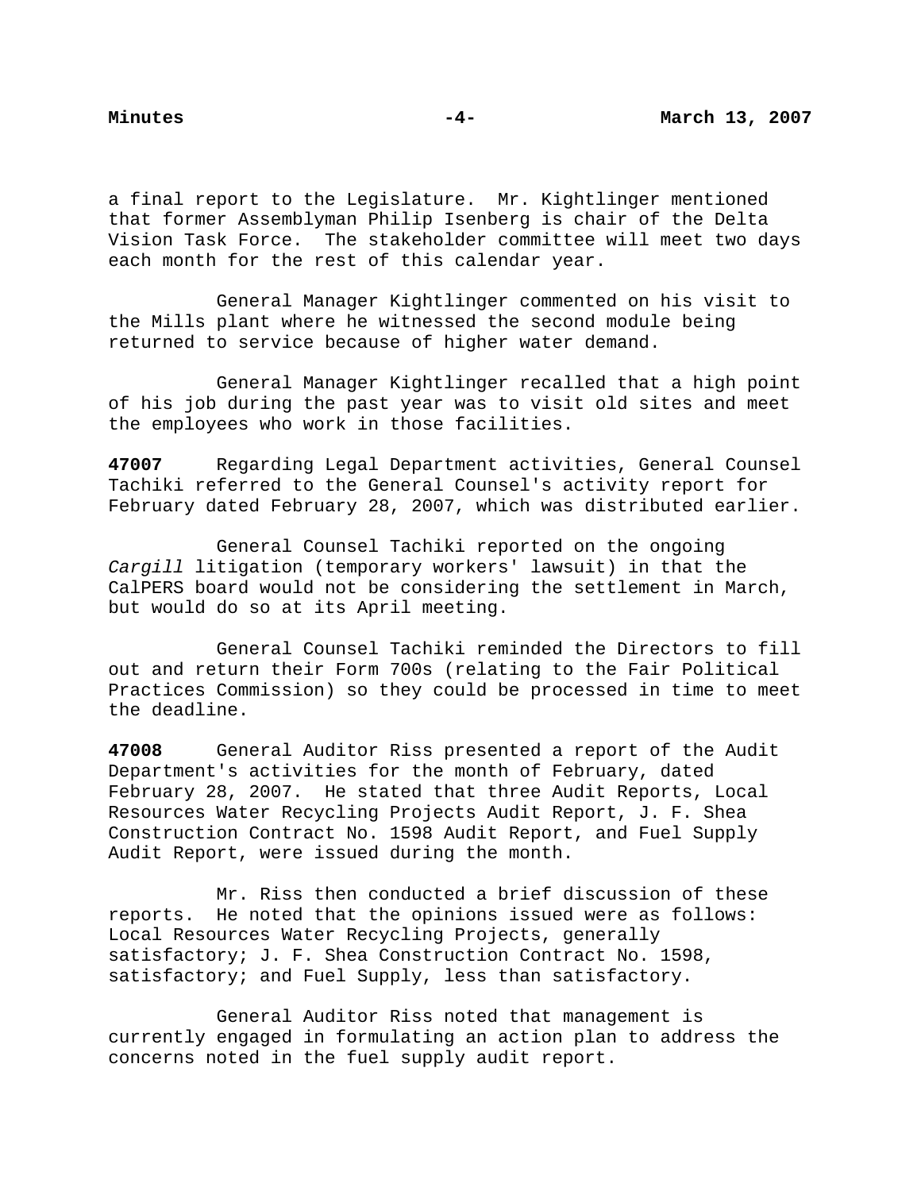a final report to the Legislature. Mr. Kightlinger mentioned that former Assemblyman Philip Isenberg is chair of the Delta Vision Task Force. The stakeholder committee will meet two days each month for the rest of this calendar year.

General Manager Kightlinger commented on his visit to the Mills plant where he witnessed the second module being returned to service because of higher water demand.

General Manager Kightlinger recalled that a high point of his job during the past year was to visit old sites and meet the employees who work in those facilities.

**47007** Regarding Legal Department activities, General Counsel Tachiki referred to the General Counsel's activity report for February dated February 28, 2007, which was distributed earlier.

General Counsel Tachiki reported on the ongoing *Cargill* litigation (temporary workers' lawsuit) in that the CalPERS board would not be considering the settlement in March, but would do so at its April meeting.

General Counsel Tachiki reminded the Directors to fill out and return their Form 700s (relating to the Fair Political Practices Commission) so they could be processed in time to meet the deadline.

**47008** General Auditor Riss presented a report of the Audit Department's activities for the month of February, dated February 28, 2007. He stated that three Audit Reports, Local Resources Water Recycling Projects Audit Report, J. F. Shea Construction Contract No. 1598 Audit Report, and Fuel Supply Audit Report, were issued during the month.

Mr. Riss then conducted a brief discussion of these reports. He noted that the opinions issued were as follows: Local Resources Water Recycling Projects, generally satisfactory; J. F. Shea Construction Contract No. 1598, satisfactory; and Fuel Supply, less than satisfactory.

General Auditor Riss noted that management is currently engaged in formulating an action plan to address the concerns noted in the fuel supply audit report.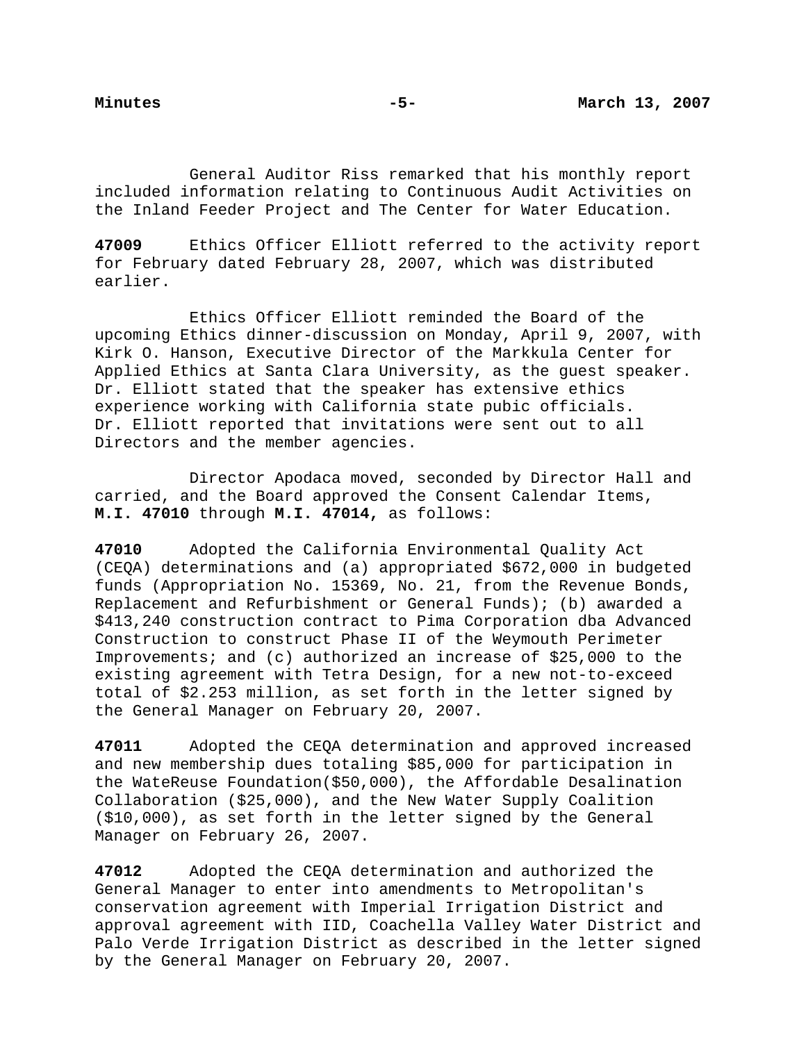General Auditor Riss remarked that his monthly report included information relating to Continuous Audit Activities on the Inland Feeder Project and The Center for Water Education.

**47009** Ethics Officer Elliott referred to the activity report for February dated February 28, 2007, which was distributed earlier.

Ethics Officer Elliott reminded the Board of the upcoming Ethics dinner-discussion on Monday, April 9, 2007, with Kirk O. Hanson, Executive Director of the Markkula Center for Applied Ethics at Santa Clara University, as the guest speaker. Dr. Elliott stated that the speaker has extensive ethics experience working with California state pubic officials. Dr. Elliott reported that invitations were sent out to all Directors and the member agencies.

Director Apodaca moved, seconded by Director Hall and carried, and the Board approved the Consent Calendar Items, **M.I. 47010** through **M.I. 47014,** as follows:

**47010** Adopted the California Environmental Quality Act (CEQA) determinations and (a) appropriated $672,000 in budgeted funds (Appropriation No. 15369, No. 21, from the Revenue Bonds, Replacement and Refurbishment or General Funds); (b) awarded a $413,240 construction contract to Pima Corporation dba Advanced Construction to construct Phase II of the Weymouth Perimeter Improvements; and (c) authorized an increase of $25,000 to the existing agreement with Tetra Design, for a new not-to-exceed total of $2.253 million, as set forth in the letter signed by the General Manager on February 20, 2007.

**47011** Adopted the CEQA determination and approved increased and new membership dues totaling $85,000 for participation in the WateReuse Foundation($50,000), the Affordable Desalination Collaboration ($25,000), and the New Water Supply Coalition ($10,000), as set forth in the letter signed by the General Manager on February 26, 2007.

**47012** Adopted the CEQA determination and authorized the General Manager to enter into amendments to Metropolitan's conservation agreement with Imperial Irrigation District and approval agreement with IID, Coachella Valley Water District and Palo Verde Irrigation District as described in the letter signed by the General Manager on February 20, 2007.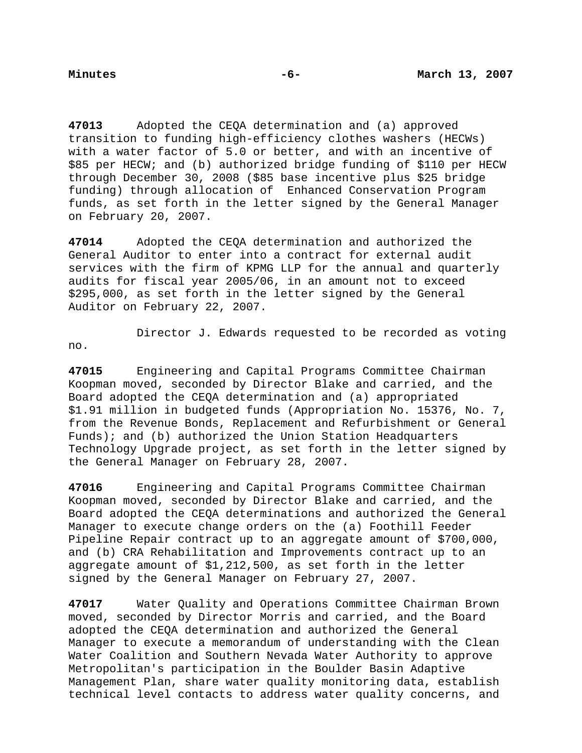**47013** Adopted the CEQA determination and (a) approved transition to funding high-efficiency clothes washers (HECWs) with a water factor of 5.0 or better, and with an incentive of $85 per HECW; and (b) authorized bridge funding of $110 per HECW through December 30, 2008 ($85 base incentive plus $25 bridge funding) through allocation of Enhanced Conservation Program funds, as set forth in the letter signed by the General Manager on February 20, 2007.

**47014** Adopted the CEQA determination and authorized the General Auditor to enter into a contract for external audit services with the firm of KPMG LLP for the annual and quarterly audits for fiscal year 2005/06, in an amount not to exceed $295,000, as set forth in the letter signed by the General Auditor on February 22, 2007.

Director J. Edwards requested to be recorded as voting no.

**47015** Engineering and Capital Programs Committee Chairman Koopman moved, seconded by Director Blake and carried, and the Board adopted the CEQA determination and (a) appropriated $1.91 million in budgeted funds (Appropriation No. 15376, No. 7, from the Revenue Bonds, Replacement and Refurbishment or General Funds); and (b) authorized the Union Station Headquarters Technology Upgrade project, as set forth in the letter signed by the General Manager on February 28, 2007.

**47016** Engineering and Capital Programs Committee Chairman Koopman moved, seconded by Director Blake and carried, and the Board adopted the CEQA determinations and authorized the General Manager to execute change orders on the (a) Foothill Feeder Pipeline Repair contract up to an aggregate amount of $700,000, and (b) CRA Rehabilitation and Improvements contract up to an aggregate amount of $1,212,500, as set forth in the letter signed by the General Manager on February 27, 2007.

**47017** Water Quality and Operations Committee Chairman Brown moved, seconded by Director Morris and carried, and the Board adopted the CEQA determination and authorized the General Manager to execute a memorandum of understanding with the Clean Water Coalition and Southern Nevada Water Authority to approve Metropolitan's participation in the Boulder Basin Adaptive Management Plan, share water quality monitoring data, establish technical level contacts to address water quality concerns, and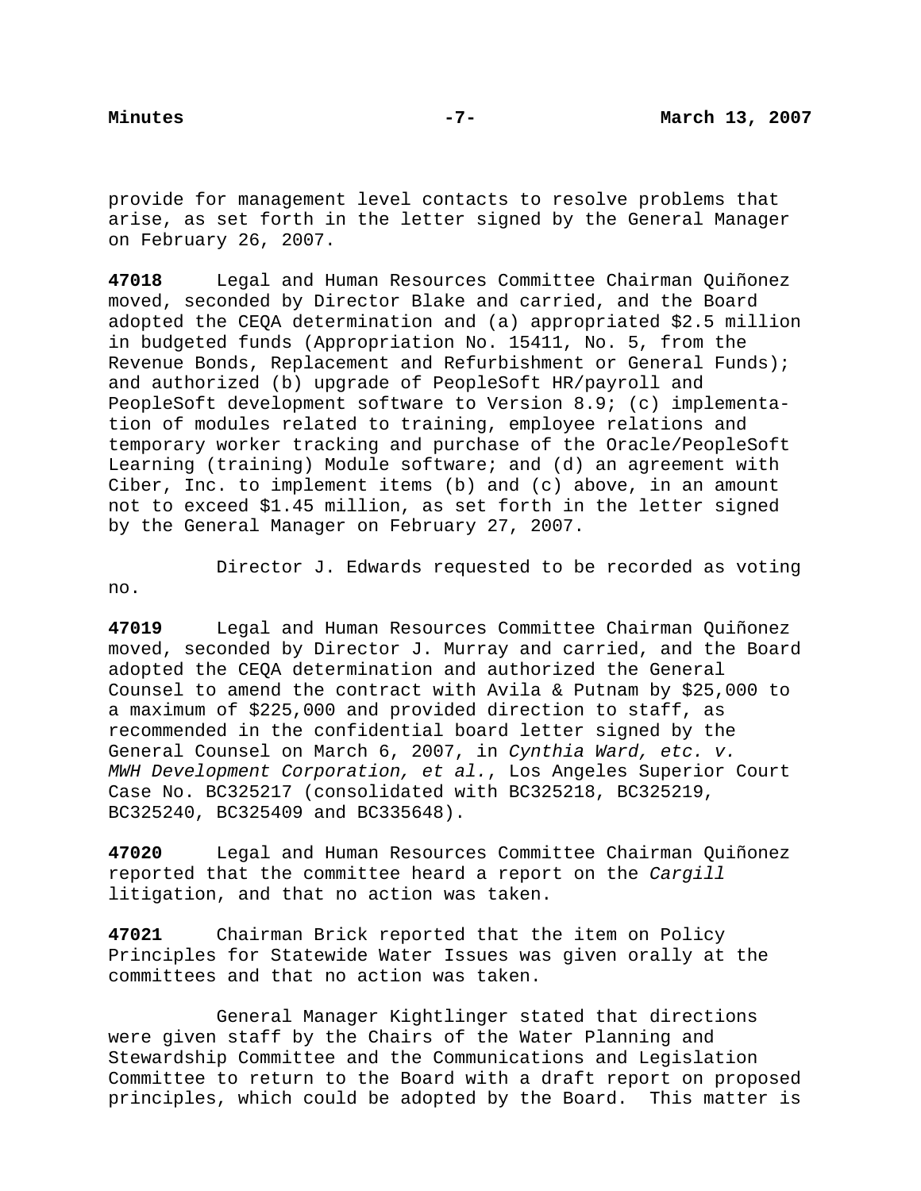provide for management level contacts to resolve problems that arise, as set forth in the letter signed by the General Manager on February 26, 2007.

**47018** Legal and Human Resources Committee Chairman Quiñonez moved, seconded by Director Blake and carried, and the Board adopted the CEQA determination and (a) appropriated $2.5 million in budgeted funds (Appropriation No. 15411, No. 5, from the Revenue Bonds, Replacement and Refurbishment or General Funds); and authorized (b) upgrade of PeopleSoft HR/payroll and PeopleSoft development software to Version 8.9; (c) implementation of modules related to training, employee relations and temporary worker tracking and purchase of the Oracle/PeopleSoft Learning (training) Module software; and (d) an agreement with Ciber, Inc. to implement items (b) and (c) above, in an amount not to exceed $1.45 million, as set forth in the letter signed by the General Manager on February 27, 2007.

Director J. Edwards requested to be recorded as voting no.

**47019** Legal and Human Resources Committee Chairman Quiñonez moved, seconded by Director J. Murray and carried, and the Board adopted the CEQA determination and authorized the General Counsel to amend the contract with Avila & Putnam by $25,000 to a maximum of $225,000 and provided direction to staff, as recommended in the confidential board letter signed by the General Counsel on March 6, 2007, in *Cynthia Ward, etc. v. MWH Development Corporation, et al.*, Los Angeles Superior Court Case No. BC325217 (consolidated with BC325218, BC325219, BC325240, BC325409 and BC335648).

**47020** Legal and Human Resources Committee Chairman Quiñonez reported that the committee heard a report on the *Cargill* litigation, and that no action was taken.

**47021** Chairman Brick reported that the item on Policy Principles for Statewide Water Issues was given orally at the committees and that no action was taken.

General Manager Kightlinger stated that directions were given staff by the Chairs of the Water Planning and Stewardship Committee and the Communications and Legislation Committee to return to the Board with a draft report on proposed principles, which could be adopted by the Board. This matter is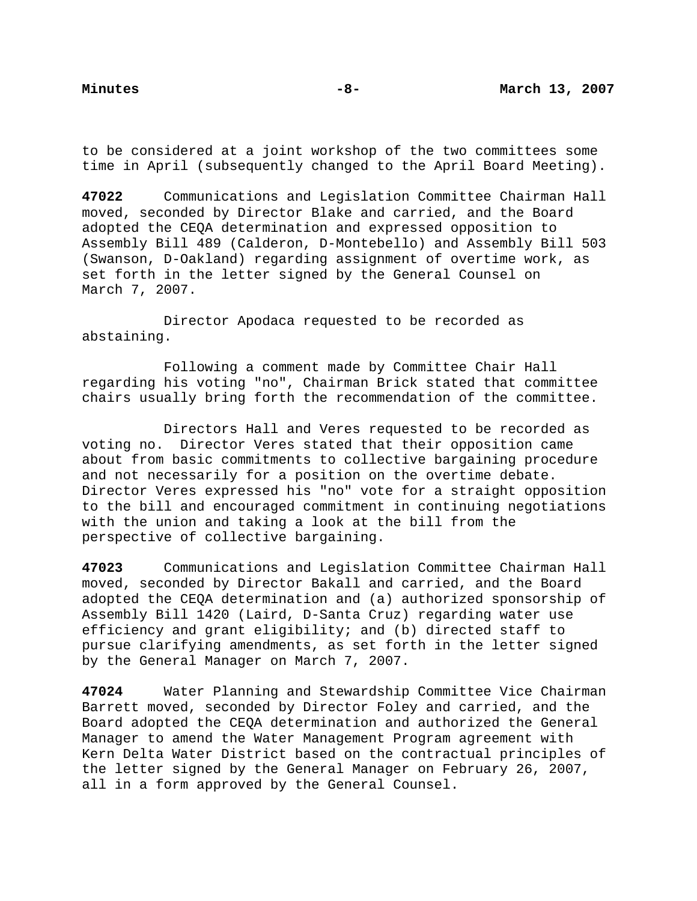to be considered at a joint workshop of the two committees some time in April (subsequently changed to the April Board Meeting).

**47022** Communications and Legislation Committee Chairman Hall moved, seconded by Director Blake and carried, and the Board adopted the CEQA determination and expressed opposition to Assembly Bill 489 (Calderon, D-Montebello) and Assembly Bill 503 (Swanson, D-Oakland) regarding assignment of overtime work, as set forth in the letter signed by the General Counsel on March 7, 2007.

Director Apodaca requested to be recorded as abstaining.

Following a comment made by Committee Chair Hall regarding his voting "no", Chairman Brick stated that committee chairs usually bring forth the recommendation of the committee.

Directors Hall and Veres requested to be recorded as voting no. Director Veres stated that their opposition came about from basic commitments to collective bargaining procedure and not necessarily for a position on the overtime debate. Director Veres expressed his "no" vote for a straight opposition to the bill and encouraged commitment in continuing negotiations with the union and taking a look at the bill from the perspective of collective bargaining.

**47023** Communications and Legislation Committee Chairman Hall moved, seconded by Director Bakall and carried, and the Board adopted the CEQA determination and (a) authorized sponsorship of Assembly Bill 1420 (Laird, D-Santa Cruz) regarding water use efficiency and grant eligibility; and (b) directed staff to pursue clarifying amendments, as set forth in the letter signed by the General Manager on March 7, 2007.

**47024** Water Planning and Stewardship Committee Vice Chairman Barrett moved, seconded by Director Foley and carried, and the Board adopted the CEQA determination and authorized the General Manager to amend the Water Management Program agreement with Kern Delta Water District based on the contractual principles of the letter signed by the General Manager on February 26, 2007, all in a form approved by the General Counsel.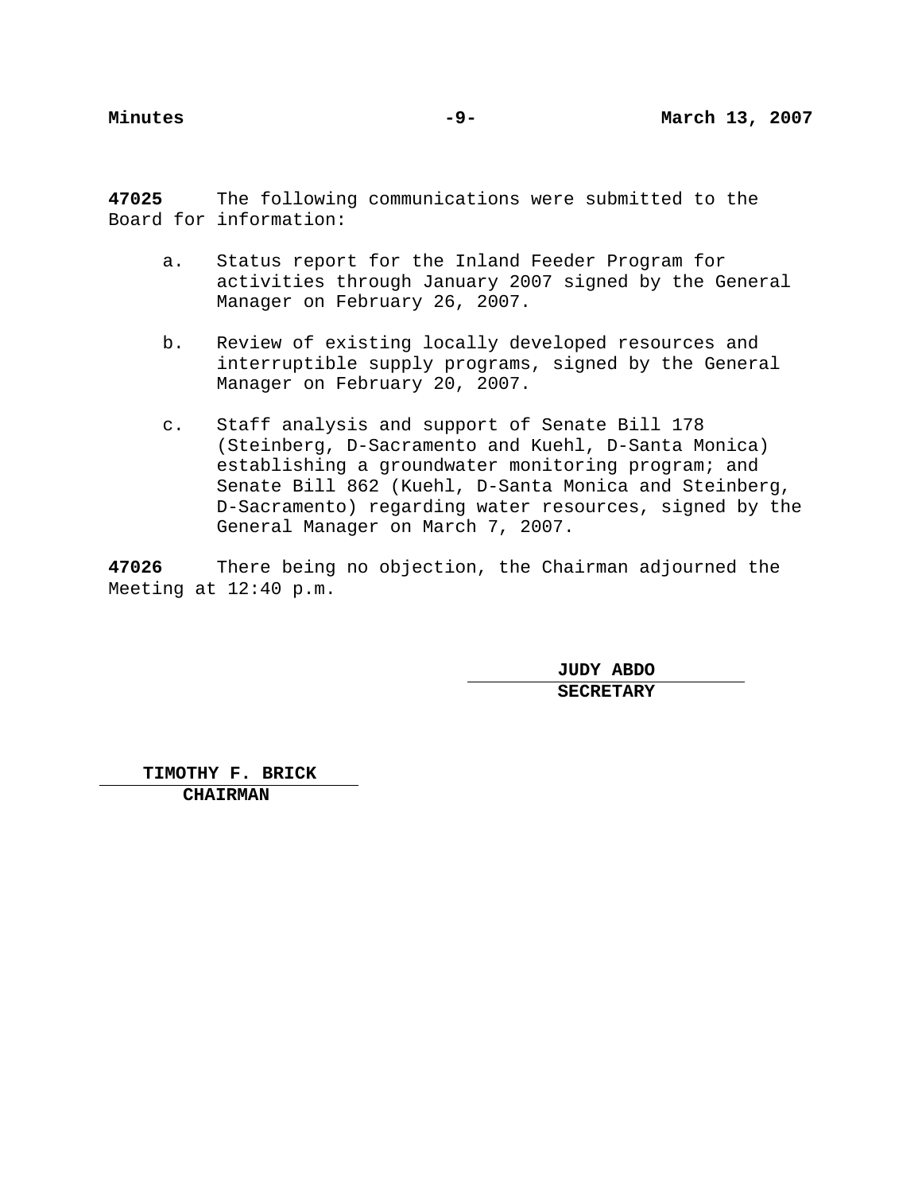**47025** The following communications were submitted to the Board for information:

a. Status report for the Inland Feeder Program for activities through January 2007 signed by the General Manager on February 26, 2007.

b. Review of existing locally developed resources and interruptible supply programs, signed by the General Manager on February 20, 2007.

c. Staff analysis and support of Senate Bill 178 (Steinberg, D-Sacramento and Kuehl, D-Santa Monica) establishing a groundwater monitoring program; and Senate Bill 862 (Kuehl, D-Santa Monica and Steinberg, D-Sacramento) regarding water resources, signed by the General Manager on March 7, 2007.

**47026** There being no objection, the Chairman adjourned the Meeting at 12:40 p.m.

**JUDY ABDO**
**SECRETARY**

**TIMOTHY F. BRICK**
**CHAIRMAN**